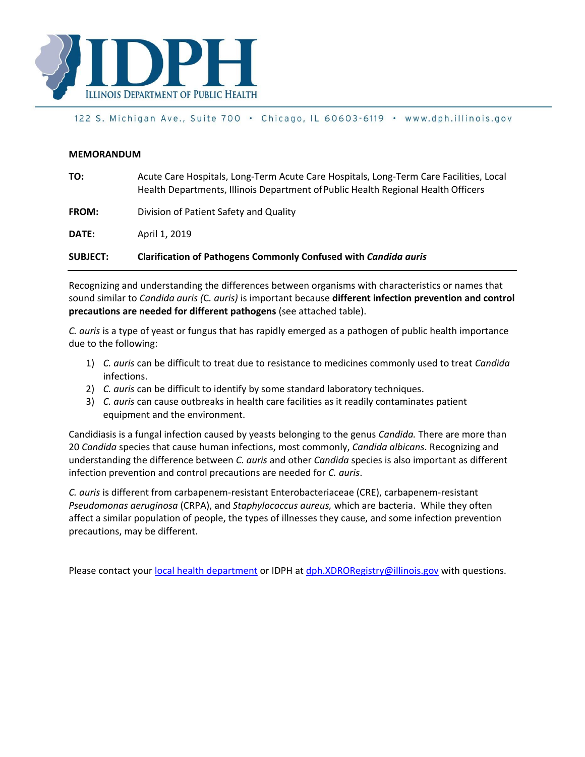# IDPH

ILLINOIS DEPARTMENT OF PUBLIC HEALTH

122 S. Michigan Ave., Suite 700 • Chicago, IL 60603-6119 • www.dph.illinois.gov

**MEMORANDUM**

**TO:** Acute Care Hospitals, Long-Term Acute Care Hospitals, Long-Term Care Facilities, Local Health Departments, Illinois Department of Public Health Regional Health Officers

**FROM:** Division of Patient Safety and Quality

**DATE:** April 1, 2019

**SUBJECT:** **Clarification of Pathogens Commonly Confused with *Candida auris***

---

Recognizing and understanding the differences between organisms with characteristics or names that sound similar to *Candida auris (*C. *auris)* is important because **different infection prevention and control precautions are needed for different pathogens** (see attached table).

*C. auris* is a type of yeast or fungus that has rapidly emerged as a pathogen of public health importance due to the following:

1) *C. auris* can be difficult to treat due to resistance to medicines commonly used to treat *Candida* infections.
2) *C. auris* can be difficult to identify by some standard laboratory techniques.
3) *C. auris* can cause outbreaks in health care facilities as it readily contaminates patient equipment and the environment.

Candidiasis is a fungal infection caused by yeasts belonging to the genus *Candida.* There are more than 20 *Candida* species that cause human infections, most commonly, *Candida albicans*. Recognizing and understanding the difference between *C. auris* and other *Candida* species is also important as different infection prevention and control precautions are needed for *C. auris*.

*C. auris* is different from carbapenem-resistant Enterobacteriaceae (CRE), carbapenem-resistant *Pseudomonas aeruginosa* (CRPA), and *Staphylococcus aureus,* which are bacteria. While they often affect a similar population of people, the types of illnesses they cause, and some infection prevention precautions, may be different.

Please contact your [local health department](local health department) or IDPH at [dph.XDRORegistry@illinois.gov](mailto:dph.XDRORegistry@illinois.gov) with questions.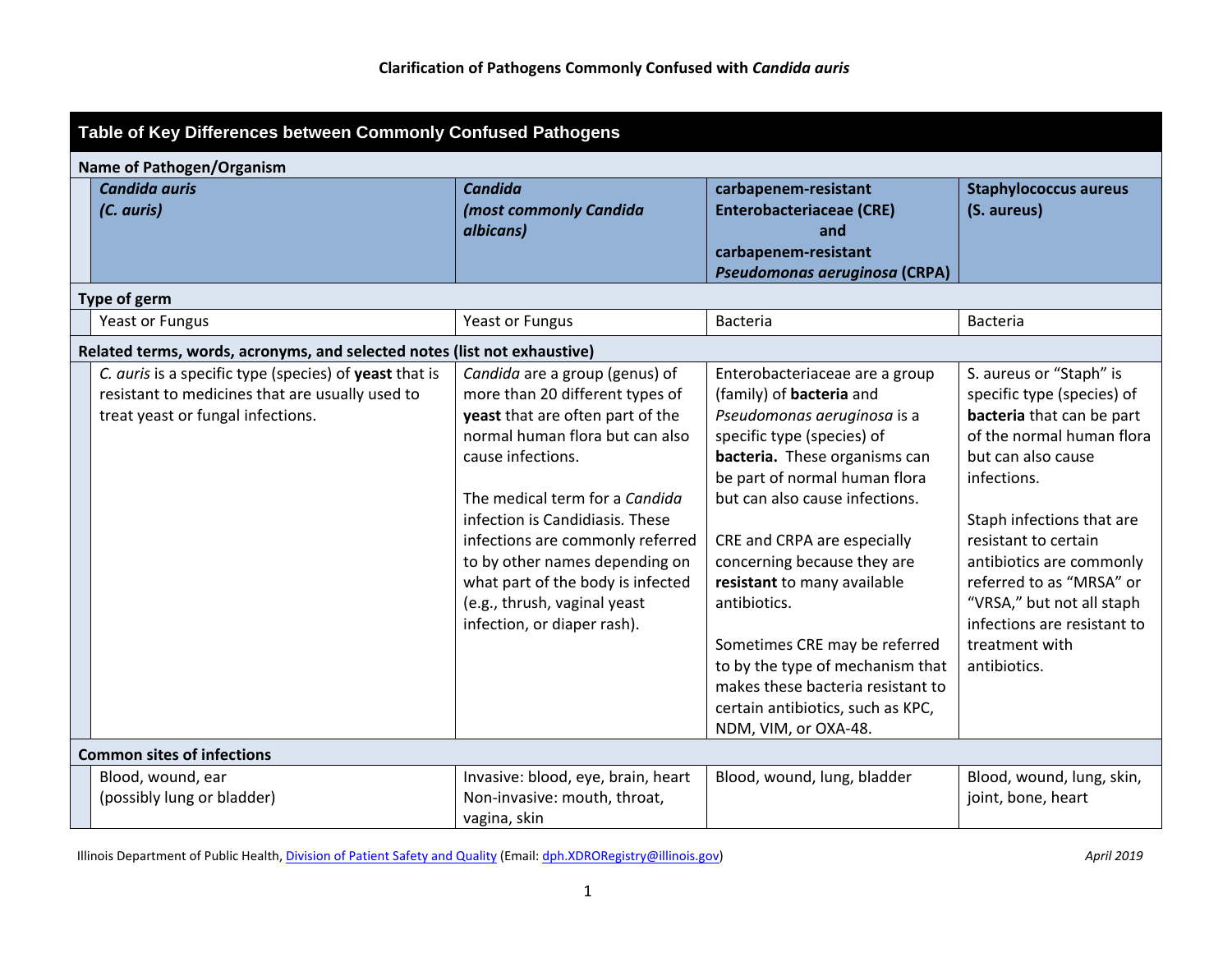**Clarification of Pathogens Commonly Confused with *Candida auris***

| Table of Key Differences between Commonly Confused Pathogens | | | |
|---|---|---|---|
| **Name of Pathogen/Organism** | | | |
| ***Candida auris* *(C. auris)*** | ***Candida* *(most commonly Candida albicans)*** | **carbapenem-resistant Enterobacteriaceae (CRE) and carbapenem-resistant *Pseudomonas aeruginosa* (CRPA)** | **Staphylococcus aureus (S. aureus)** |
| **Type of germ** | | | |
| Yeast or Fungus | Yeast or Fungus | Bacteria | Bacteria |
| **Related terms, words, acronyms, and selected notes (list not exhaustive)** | | | |
| *C. auris* is a specific type (species) of **yeast** that is resistant to medicines that are usually used to treat yeast or fungal infections. | *Candida* are a group (genus) of more than 20 different types of **yeast** that are often part of the normal human flora but can also cause infections.<br><br>The medical term for a *Candida* infection is Candidiasis. These infections are commonly referred to by other names depending on what part of the body is infected (e.g., thrush, vaginal yeast infection, or diaper rash). | Enterobacteriaceae are a group (family) of **bacteria** and *Pseudomonas aeruginosa* is a specific type (species) of **bacteria.** These organisms can be part of normal human flora but can also cause infections.<br><br>CRE and CRPA are especially concerning because they are **resistant** to many available antibiotics.<br><br>Sometimes CRE may be referred to by the type of mechanism that makes these bacteria resistant to certain antibiotics, such as KPC, NDM, VIM, or OXA-48. | S. aureus or "Staph" is specific type (species) of **bacteria** that can be part of the normal human flora but can also cause infections.<br><br>Staph infections that are resistant to certain antibiotics are commonly referred to as "MRSA" or "VRSA," but not all staph infections are resistant to treatment with antibiotics. |
| **Common sites of infections** | | | |
| Blood, wound, ear<br>(possibly lung or bladder) | Invasive: blood, eye, brain, heart<br>Non-invasive: mouth, throat, vagina, skin | Blood, wound, lung, bladder | Blood, wound, lung, skin, joint, bone, heart |

Illinois Department of Public Health, Division of Patient Safety and Quality (Email: dph.XDRORegistry@illinois.gov) *April 2019*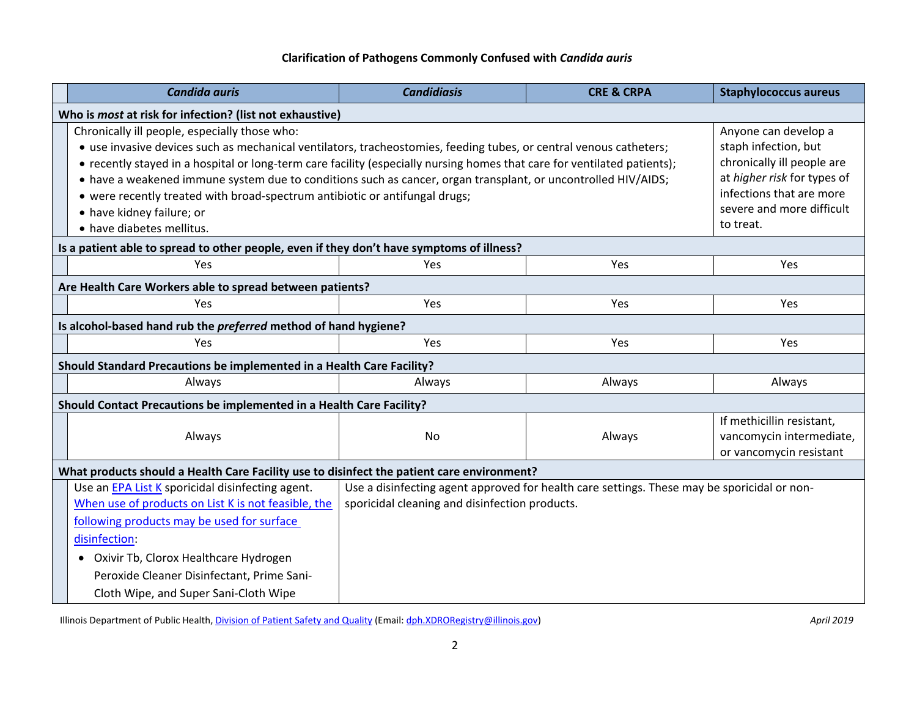### Clarification of Pathogens Commonly Confused with *Candida auris*

| *Candida auris* | *Candidiasis* | CRE & CRPA | Staphylococcus aureus |
|---|---|---|---|
| **Who is *most* at risk for infection? (list not exhaustive)** | | | |
| Chronically ill people, especially those who:<br>• use invasive devices such as mechanical ventilators, tracheostomies, feeding tubes, or central venous catheters;<br>• recently stayed in a hospital or long-term care facility (especially nursing homes that care for ventilated patients);<br>• have a weakened immune system due to conditions such as cancer, organ transplant, or uncontrolled HIV/AIDS;<br>• were recently treated with broad-spectrum antibiotic or antifungal drugs;<br>• have kidney failure; or<br>• have diabetes mellitus. | | | Anyone can develop a staph infection, but chronically ill people are at *higher risk* for types of infections that are more severe and more difficult to treat. |
| **Is a patient able to spread to other people, even if they don't have symptoms of illness?** | | | |
| Yes | Yes | Yes | Yes |
| **Are Health Care Workers able to spread between patients?** | | | |
| Yes | Yes | Yes | Yes |
| **Is alcohol-based hand rub the *preferred* method of hand hygiene?** | | | |
| Yes | Yes | Yes | Yes |
| **Should Standard Precautions be implemented in a Health Care Facility?** | | | |
| Always | Always | Always | Always |
| **Should Contact Precautions be implemented in a Health Care Facility?** | | | |
| Always | No | Always | If methicillin resistant, vancomycin intermediate, or vancomycin resistant |
| **What products should a Health Care Facility use to disinfect the patient care environment?** | | | |
| Use an EPA List K sporicidal disinfecting agent. When use of products on List K is not feasible, the following products may be used for surface disinfection:<br>• Oxivir Tb, Clorox Healthcare Hydrogen Peroxide Cleaner Disinfectant, Prime Sani-Cloth Wipe, and Super Sani-Cloth Wipe | Use a disinfecting agent approved for health care settings. These may be sporicidal or non-sporicidal cleaning and disinfection products. | | |

Illinois Department of Public Health, Division of Patient Safety and Quality (Email: dph.XDRORegistry@illinois.gov) *April 2019*